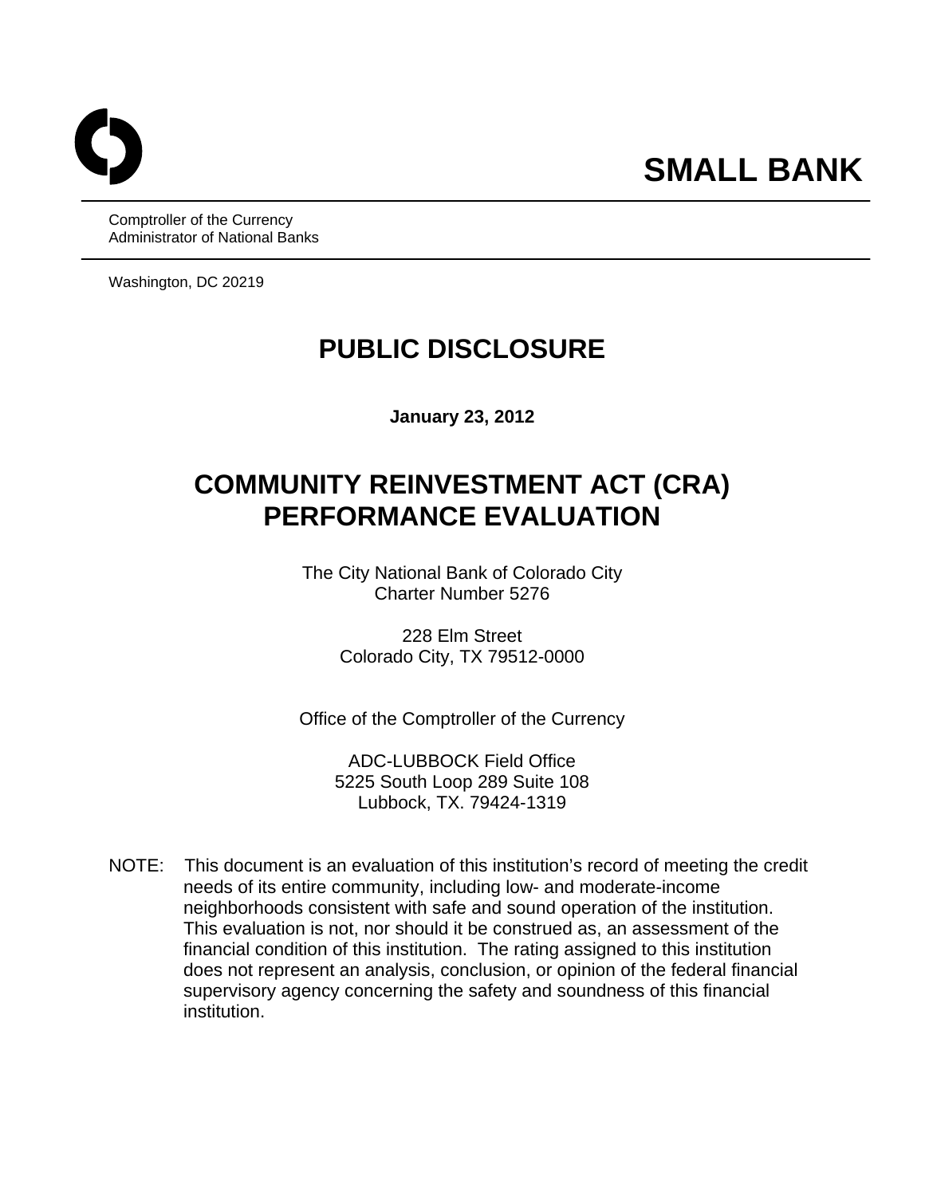# SMALL BANK

Comptroller of the Currency
Administrator of National Banks

Washington, DC 20219

# PUBLIC DISCLOSURE

**January 23, 2012**

# COMMUNITY REINVESTMENT ACT (CRA) PERFORMANCE EVALUATION

The City National Bank of Colorado City
Charter Number 5276

228 Elm Street
Colorado City, TX 79512-0000

Office of the Comptroller of the Currency

ADC-LUBBOCK Field Office
5225 South Loop 289 Suite 108
Lubbock, TX. 79424-1319

NOTE: This document is an evaluation of this institution's record of meeting the credit needs of its entire community, including low- and moderate-income neighborhoods consistent with safe and sound operation of the institution. This evaluation is not, nor should it be construed as, an assessment of the financial condition of this institution. The rating assigned to this institution does not represent an analysis, conclusion, or opinion of the federal financial supervisory agency concerning the safety and soundness of this financial institution.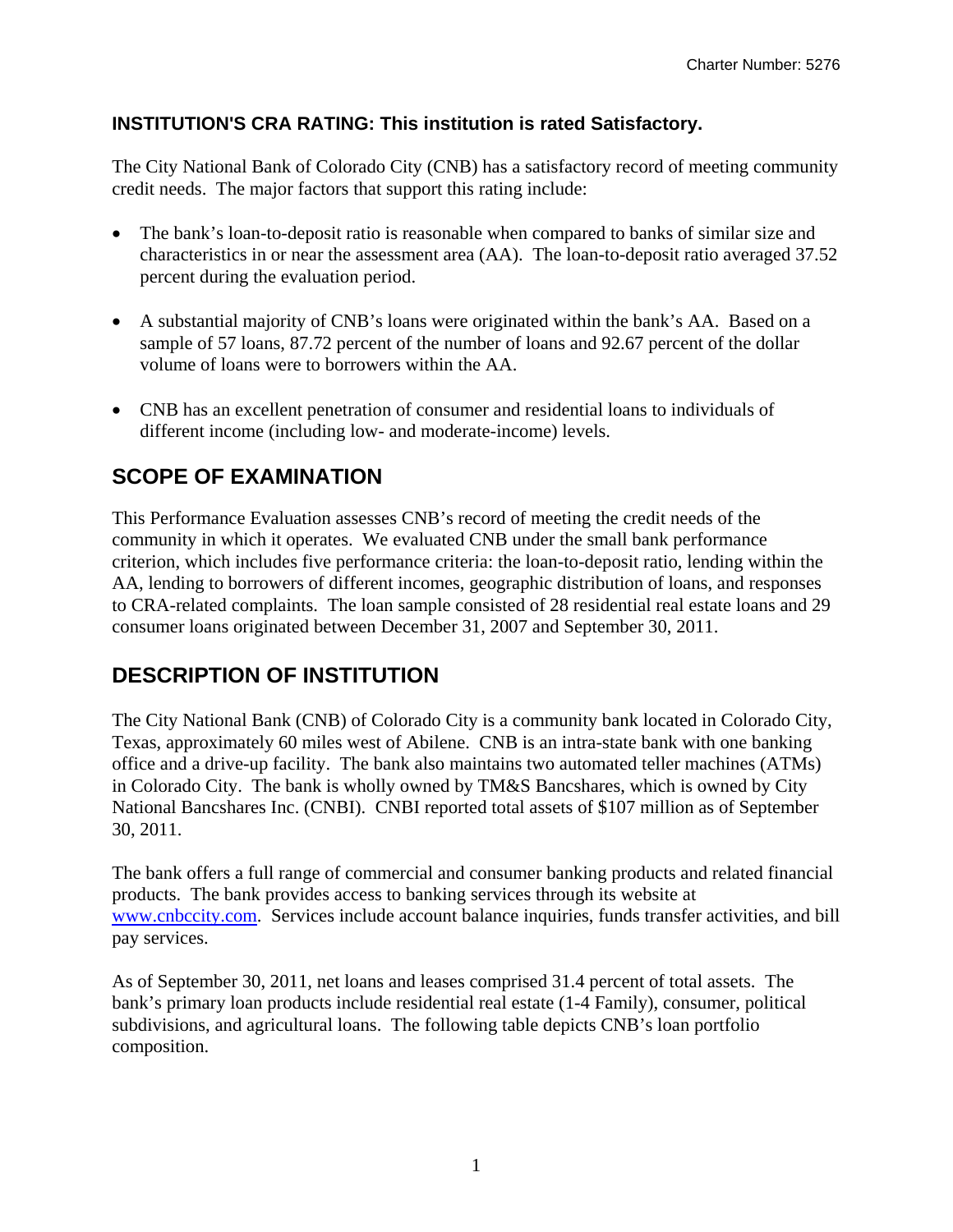**INSTITUTION'S CRA RATING: This institution is rated Satisfactory.**

The City National Bank of Colorado City (CNB) has a satisfactory record of meeting community credit needs. The major factors that support this rating include:

- The bank's loan-to-deposit ratio is reasonable when compared to banks of similar size and characteristics in or near the assessment area (AA). The loan-to-deposit ratio averaged 37.52 percent during the evaluation period.
- A substantial majority of CNB's loans were originated within the bank's AA. Based on a sample of 57 loans, 87.72 percent of the number of loans and 92.67 percent of the dollar volume of loans were to borrowers within the AA.
- CNB has an excellent penetration of consumer and residential loans to individuals of different income (including low- and moderate-income) levels.

## SCOPE OF EXAMINATION

This Performance Evaluation assesses CNB's record of meeting the credit needs of the community in which it operates. We evaluated CNB under the small bank performance criterion, which includes five performance criteria: the loan-to-deposit ratio, lending within the AA, lending to borrowers of different incomes, geographic distribution of loans, and responses to CRA-related complaints. The loan sample consisted of 28 residential real estate loans and 29 consumer loans originated between December 31, 2007 and September 30, 2011.

## DESCRIPTION OF INSTITUTION

The City National Bank (CNB) of Colorado City is a community bank located in Colorado City, Texas, approximately 60 miles west of Abilene. CNB is an intra-state bank with one banking office and a drive-up facility. The bank also maintains two automated teller machines (ATMs) in Colorado City. The bank is wholly owned by TM&S Bancshares, which is owned by City National Bancshares Inc. (CNBI). CNBI reported total assets of $107 million as of September 30, 2011.

The bank offers a full range of commercial and consumer banking products and related financial products. The bank provides access to banking services through its website at www.cnbccity.com. Services include account balance inquiries, funds transfer activities, and bill pay services.

As of September 30, 2011, net loans and leases comprised 31.4 percent of total assets. The bank's primary loan products include residential real estate (1-4 Family), consumer, political subdivisions, and agricultural loans. The following table depicts CNB's loan portfolio composition.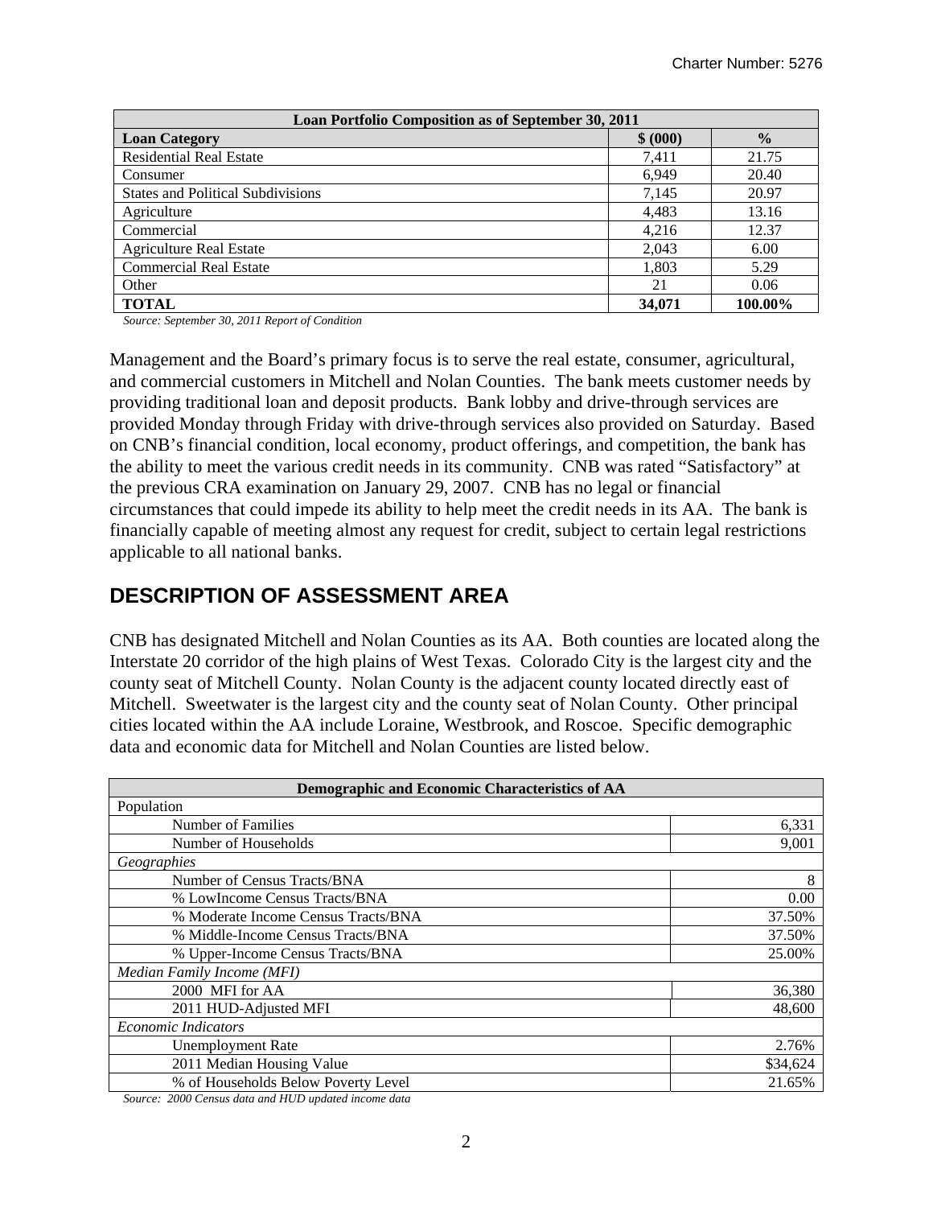| Loan Portfolio Composition as of September 30, 2011 | | |
|---|---|---|
| **Loan Category** | **\$ (000)** | **%** |
| Residential Real Estate | 7,411 | 21.75 |
| Consumer | 6,949 | 20.40 |
| States and Political Subdivisions | 7,145 | 20.97 |
| Agriculture | 4,483 | 13.16 |
| Commercial | 4,216 | 12.37 |
| Agriculture Real Estate | 2,043 | 6.00 |
| Commercial Real Estate | 1,803 | 5.29 |
| Other | 21 | 0.06 |
| **TOTAL** | **34,071** | **100.00%** |

*Source: September 30, 2011 Report of Condition*

Management and the Board's primary focus is to serve the real estate, consumer, agricultural, and commercial customers in Mitchell and Nolan Counties. The bank meets customer needs by providing traditional loan and deposit products. Bank lobby and drive-through services are provided Monday through Friday with drive-through services also provided on Saturday. Based on CNB's financial condition, local economy, product offerings, and competition, the bank has the ability to meet the various credit needs in its community. CNB was rated "Satisfactory" at the previous CRA examination on January 29, 2007. CNB has no legal or financial circumstances that could impede its ability to help meet the credit needs in its AA. The bank is financially capable of meeting almost any request for credit, subject to certain legal restrictions applicable to all national banks.

## DESCRIPTION OF ASSESSMENT AREA

CNB has designated Mitchell and Nolan Counties as its AA. Both counties are located along the Interstate 20 corridor of the high plains of West Texas. Colorado City is the largest city and the county seat of Mitchell County. Nolan County is the adjacent county located directly east of Mitchell. Sweetwater is the largest city and the county seat of Nolan County. Other principal cities located within the AA include Loraine, Westbrook, and Roscoe. Specific demographic data and economic data for Mitchell and Nolan Counties are listed below.

| Demographic and Economic Characteristics of AA | |
|---|---|
| Population | |
| Number of Families | 6,331 |
| Number of Households | 9,001 |
| *Geographies* | |
| Number of Census Tracts/BNA | 8 |
| % LowIncome Census Tracts/BNA | 0.00 |
| % Moderate Income Census Tracts/BNA | 37.50% |
| % Middle-Income Census Tracts/BNA | 37.50% |
| % Upper-Income Census Tracts/BNA | 25.00% |
| *Median Family Income (MFI)* | |
| 2000 MFI for AA | 36,380 |
| 2011 HUD-Adjusted MFI | 48,600 |
| *Economic Indicators* | |
| Unemployment Rate | 2.76% |
| 2011 Median Housing Value | \$34,624 |
| % of Households Below Poverty Level | 21.65% |

*Source: 2000 Census data and HUD updated income data*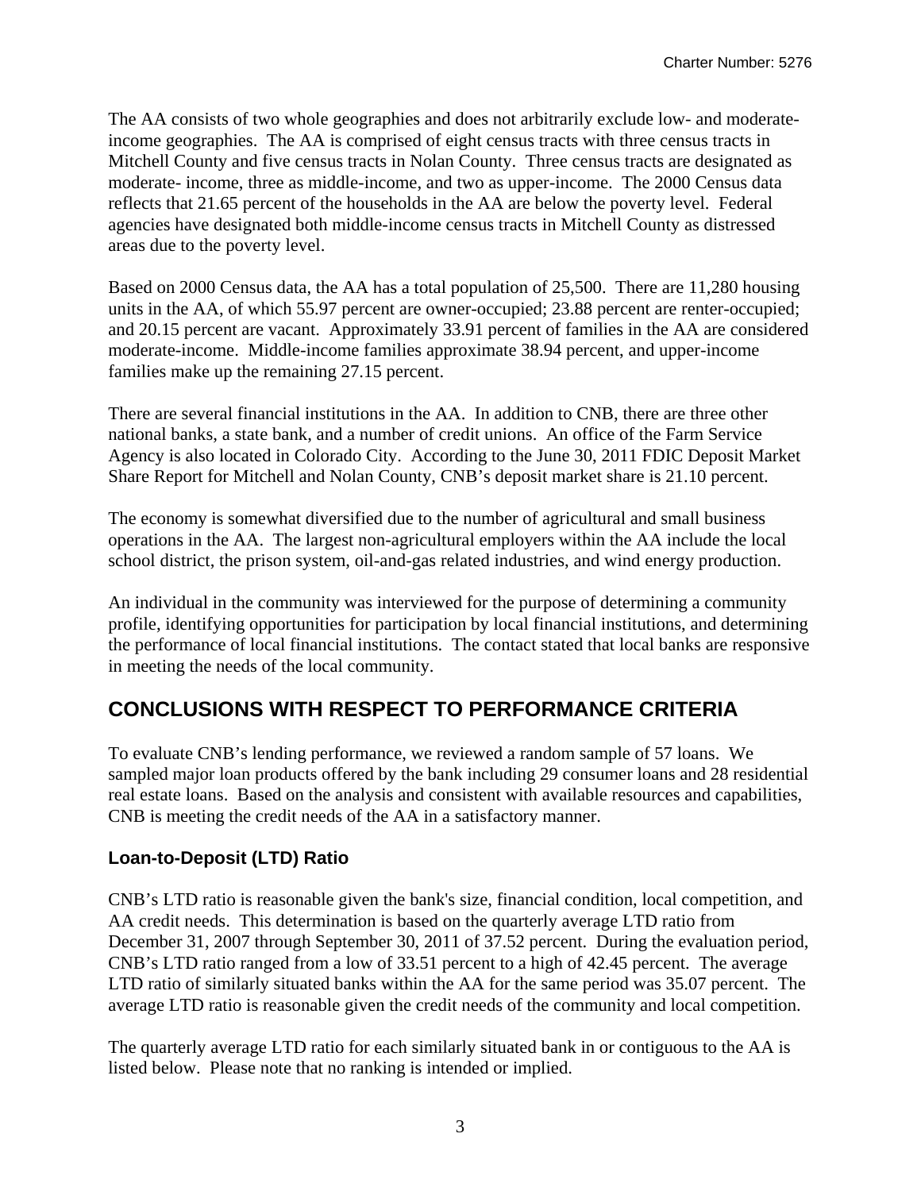The AA consists of two whole geographies and does not arbitrarily exclude low- and moderate-income geographies. The AA is comprised of eight census tracts with three census tracts in Mitchell County and five census tracts in Nolan County. Three census tracts are designated as moderate- income, three as middle-income, and two as upper-income. The 2000 Census data reflects that 21.65 percent of the households in the AA are below the poverty level. Federal agencies have designated both middle-income census tracts in Mitchell County as distressed areas due to the poverty level.

Based on 2000 Census data, the AA has a total population of 25,500. There are 11,280 housing units in the AA, of which 55.97 percent are owner-occupied; 23.88 percent are renter-occupied; and 20.15 percent are vacant. Approximately 33.91 percent of families in the AA are considered moderate-income. Middle-income families approximate 38.94 percent, and upper-income families make up the remaining 27.15 percent.

There are several financial institutions in the AA. In addition to CNB, there are three other national banks, a state bank, and a number of credit unions. An office of the Farm Service Agency is also located in Colorado City. According to the June 30, 2011 FDIC Deposit Market Share Report for Mitchell and Nolan County, CNB's deposit market share is 21.10 percent.

The economy is somewhat diversified due to the number of agricultural and small business operations in the AA. The largest non-agricultural employers within the AA include the local school district, the prison system, oil-and-gas related industries, and wind energy production.

An individual in the community was interviewed for the purpose of determining a community profile, identifying opportunities for participation by local financial institutions, and determining the performance of local financial institutions. The contact stated that local banks are responsive in meeting the needs of the local community.

## CONCLUSIONS WITH RESPECT TO PERFORMANCE CRITERIA

To evaluate CNB's lending performance, we reviewed a random sample of 57 loans. We sampled major loan products offered by the bank including 29 consumer loans and 28 residential real estate loans. Based on the analysis and consistent with available resources and capabilities, CNB is meeting the credit needs of the AA in a satisfactory manner.

### Loan-to-Deposit (LTD) Ratio

CNB's LTD ratio is reasonable given the bank's size, financial condition, local competition, and AA credit needs. This determination is based on the quarterly average LTD ratio from December 31, 2007 through September 30, 2011 of 37.52 percent. During the evaluation period, CNB's LTD ratio ranged from a low of 33.51 percent to a high of 42.45 percent. The average LTD ratio of similarly situated banks within the AA for the same period was 35.07 percent. The average LTD ratio is reasonable given the credit needs of the community and local competition.

The quarterly average LTD ratio for each similarly situated bank in or contiguous to the AA is listed below. Please note that no ranking is intended or implied.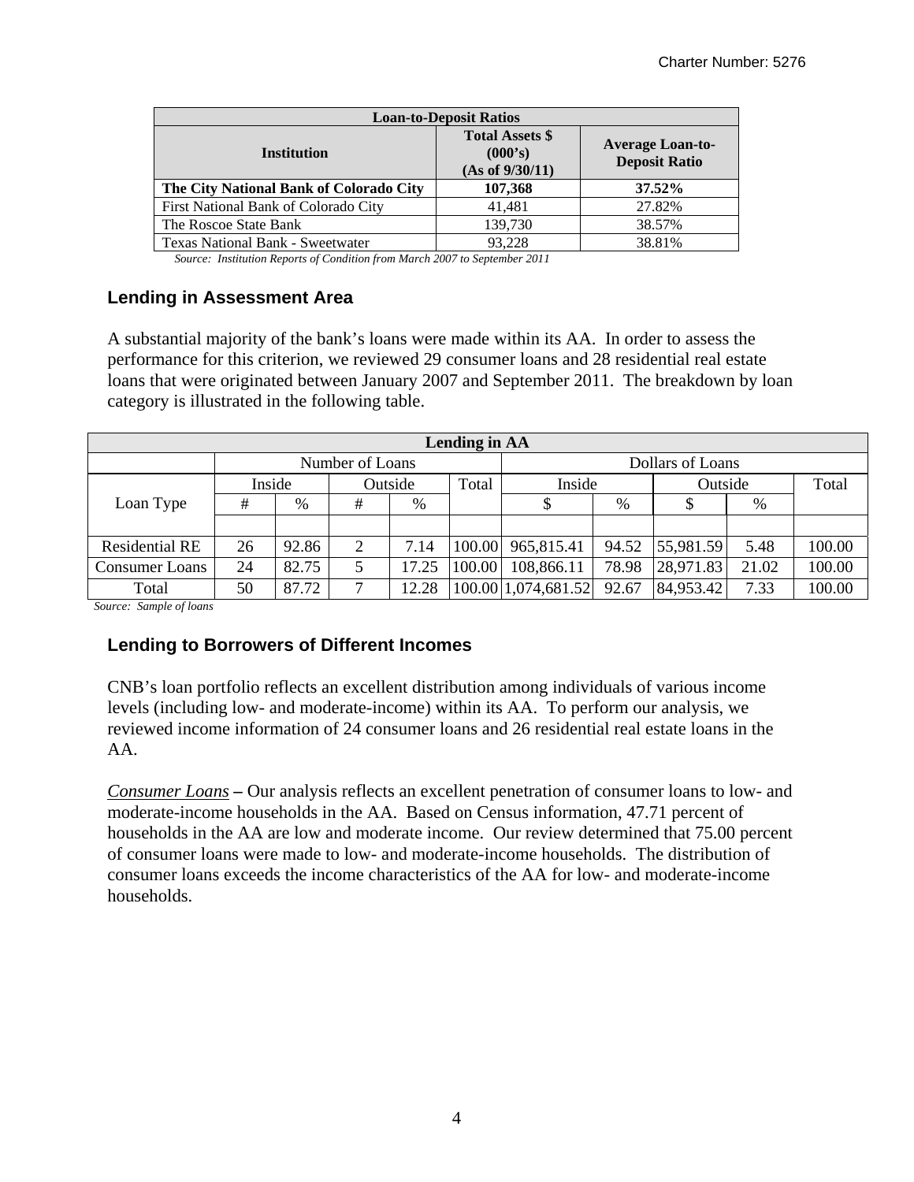| Loan-to-Deposit Ratios | | |
|---|---|---|
| **Institution** | **Total Assets $ (000's) (As of 9/30/11)** | **Average Loan-to-Deposit Ratio** |
| **The City National Bank of Colorado City** | **107,368** | **37.52%** |
| First National Bank of Colorado City | 41,481 | 27.82% |
| The Roscoe State Bank | 139,730 | 38.57% |
| Texas National Bank - Sweetwater | 93,228 | 38.81% |

*Source: Institution Reports of Condition from March 2007 to September 2011*

### Lending in Assessment Area

A substantial majority of the bank's loans were made within its AA. In order to assess the performance for this criterion, we reviewed 29 consumer loans and 28 residential real estate loans that were originated between January 2007 and September 2011. The breakdown by loan category is illustrated in the following table.

| Lending in AA | | | | | | | | | | |
|---|---|---|---|---|---|---|---|---|---|---|
| | Number of Loans | | | | | Dollars of Loans | | | | |
| Loan Type | Inside | | Outside | | Total | Inside | | Outside | | Total |
| | # | % | # | % | | $ | % | $ | % | |
| Residential RE | 26 | 92.86 | 2 | 7.14 | 100.00 | 965,815.41 | 94.52 | 55,981.59 | 5.48 | 100.00 |
| Consumer Loans | 24 | 82.75 | 5 | 17.25 | 100.00 | 108,866.11 | 78.98 | 28,971.83 | 21.02 | 100.00 |
| Total | 50 | 87.72 | 7 | 12.28 | 100.00 | 1,074,681.52 | 92.67 | 84,953.42 | 7.33 | 100.00 |

*Source: Sample of loans*

### Lending to Borrowers of Different Incomes

CNB's loan portfolio reflects an excellent distribution among individuals of various income levels (including low- and moderate-income) within its AA. To perform our analysis, we reviewed income information of 24 consumer loans and 26 residential real estate loans in the AA.

<u>*Consumer Loans*</u> **–** Our analysis reflects an excellent penetration of consumer loans to low- and moderate-income households in the AA. Based on Census information, 47.71 percent of households in the AA are low and moderate income. Our review determined that 75.00 percent of consumer loans were made to low- and moderate-income households. The distribution of consumer loans exceeds the income characteristics of the AA for low- and moderate-income households.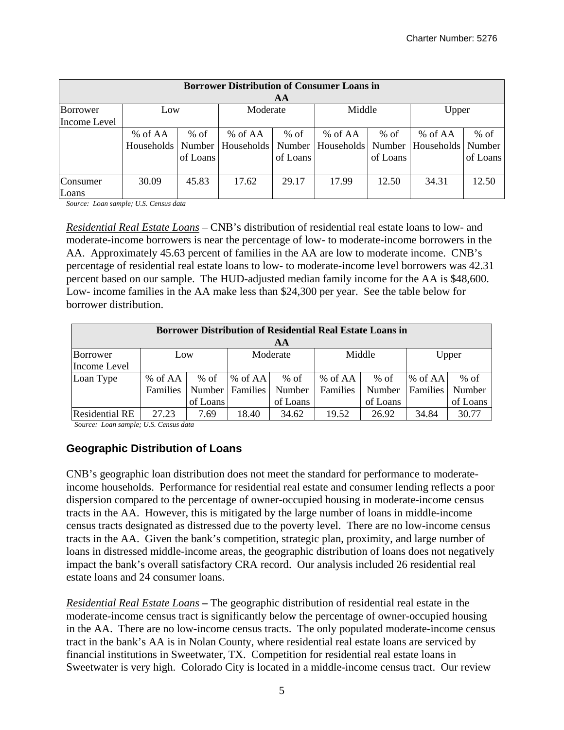| Borrower Distribution of Consumer Loans in AA | | | | | | | | |
|---|---|---|---|---|---|---|---|---|
| Borrower Income Level | Low | | Moderate | | Middle | | Upper | |
| | % of AA Households | % of Number of Loans | % of AA Households | % of Number of Loans | % of AA Households | % of Number of Loans | % of AA Households | % of Number of Loans |
| Consumer Loans | 30.09 | 45.83 | 17.62 | 29.17 | 17.99 | 12.50 | 34.31 | 12.50 |

*Source: Loan sample; U.S. Census data*

*Residential Real Estate Loans* – CNB's distribution of residential real estate loans to low- and moderate-income borrowers is near the percentage of low- to moderate-income borrowers in the AA. Approximately 45.63 percent of families in the AA are low to moderate income. CNB's percentage of residential real estate loans to low- to moderate-income level borrowers was 42.31 percent based on our sample. The HUD-adjusted median family income for the AA is $48,600. Low- income families in the AA make less than $24,300 per year. See the table below for borrower distribution.

| Borrower Distribution of Residential Real Estate Loans in AA | | | | | | | | |
|---|---|---|---|---|---|---|---|---|
| Borrower Income Level | Low | | Moderate | | Middle | | Upper | |
| Loan Type | % of AA Families | % of Number of Loans | % of AA Families | % of Number of Loans | % of AA Families | % of Number of Loans | % of AA Families | % of Number of Loans |
| Residential RE | 27.23 | 7.69 | 18.40 | 34.62 | 19.52 | 26.92 | 34.84 | 30.77 |

*Source: Loan sample; U.S. Census data*

## Geographic Distribution of Loans

CNB's geographic loan distribution does not meet the standard for performance to moderate-income households. Performance for residential real estate and consumer lending reflects a poor dispersion compared to the percentage of owner-occupied housing in moderate-income census tracts in the AA. However, this is mitigated by the large number of loans in middle-income census tracts designated as distressed due to the poverty level. There are no low-income census tracts in the AA. Given the bank's competition, strategic plan, proximity, and large number of loans in distressed middle-income areas, the geographic distribution of loans does not negatively impact the bank's overall satisfactory CRA record. Our analysis included 26 residential real estate loans and 24 consumer loans.

*Residential Real Estate Loans* **–** The geographic distribution of residential real estate in the moderate-income census tract is significantly below the percentage of owner-occupied housing in the AA. There are no low-income census tracts. The only populated moderate-income census tract in the bank's AA is in Nolan County, where residential real estate loans are serviced by financial institutions in Sweetwater, TX. Competition for residential real estate loans in Sweetwater is very high. Colorado City is located in a middle-income census tract. Our review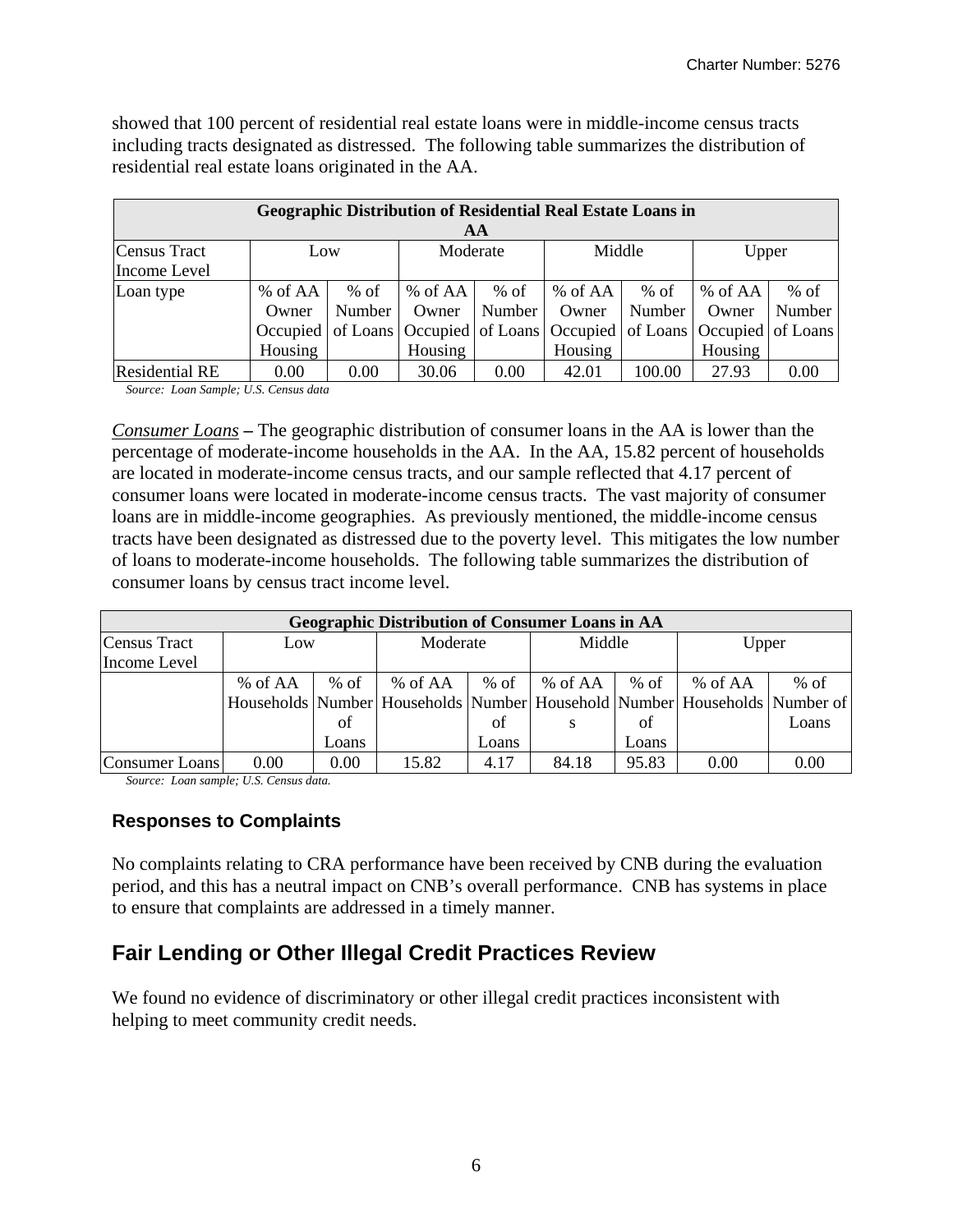showed that 100 percent of residential real estate loans were in middle-income census tracts including tracts designated as distressed. The following table summarizes the distribution of residential real estate loans originated in the AA.

| Geographic Distribution of Residential Real Estate Loans in AA | | | | | | | | |
|---|---|---|---|---|---|---|---|---|
| Census Tract Income Level | Low | | Moderate | | Middle | | Upper | |
| Loan type | % of AA Owner Occupied Housing | % of Number of Loans | % of AA Owner Occupied Housing | % of Number of Loans | % of AA Owner Occupied Housing | % of Number of Loans | % of AA Owner Occupied Housing | % of Number of Loans |
| Residential RE | 0.00 | 0.00 | 30.06 | 0.00 | 42.01 | 100.00 | 27.93 | 0.00 |

*Source: Loan Sample; U.S. Census data*

*<u>Consumer Loans</u>* **–** The geographic distribution of consumer loans in the AA is lower than the percentage of moderate-income households in the AA. In the AA, 15.82 percent of households are located in moderate-income census tracts, and our sample reflected that 4.17 percent of consumer loans were located in moderate-income census tracts. The vast majority of consumer loans are in middle-income geographies. As previously mentioned, the middle-income census tracts have been designated as distressed due to the poverty level. This mitigates the low number of loans to moderate-income households. The following table summarizes the distribution of consumer loans by census tract income level.

| Geographic Distribution of Consumer Loans in AA | | | | | | | | |
|---|---|---|---|---|---|---|---|---|
| Census Tract Income Level | Low | | Moderate | | Middle | | Upper | |
| | % of AA Households | % of Number of Loans | % of AA Households | % of Number of Loans | % of AA Households | % of Number of Loans | % of AA Households | % of Number of Loans |
| Consumer Loans | 0.00 | 0.00 | 15.82 | 4.17 | 84.18 | 95.83 | 0.00 | 0.00 |

*Source: Loan sample; U.S. Census data.*

### Responses to Complaints

No complaints relating to CRA performance have been received by CNB during the evaluation period, and this has a neutral impact on CNB's overall performance. CNB has systems in place to ensure that complaints are addressed in a timely manner.

## Fair Lending or Other Illegal Credit Practices Review

We found no evidence of discriminatory or other illegal credit practices inconsistent with helping to meet community credit needs.